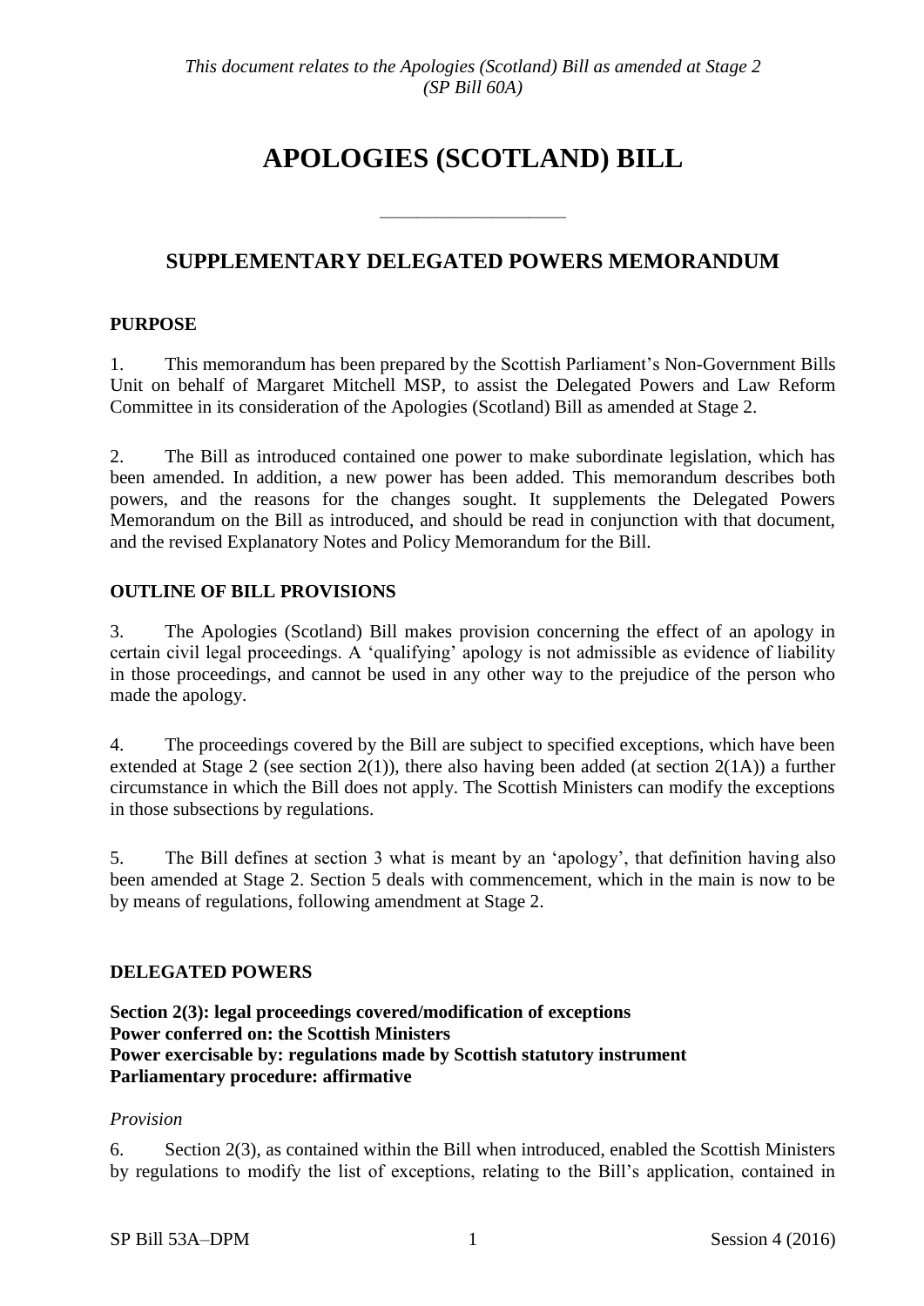*This document relates to the Apologies (Scotland) Bill as amended at Stage 2 (SP Bill 60A)*

# APOLOGIES (SCOTLAND) BILL

---

## SUPPLEMENTARY DELEGATED POWERS MEMORANDUM

### PURPOSE

1. This memorandum has been prepared by the Scottish Parliament's Non-Government Bills Unit on behalf of Margaret Mitchell MSP, to assist the Delegated Powers and Law Reform Committee in its consideration of the Apologies (Scotland) Bill as amended at Stage 2.

2. The Bill as introduced contained one power to make subordinate legislation, which has been amended. In addition, a new power has been added. This memorandum describes both powers, and the reasons for the changes sought. It supplements the Delegated Powers Memorandum on the Bill as introduced, and should be read in conjunction with that document, and the revised Explanatory Notes and Policy Memorandum for the Bill.

### OUTLINE OF BILL PROVISIONS

3. The Apologies (Scotland) Bill makes provision concerning the effect of an apology in certain civil legal proceedings. A 'qualifying' apology is not admissible as evidence of liability in those proceedings, and cannot be used in any other way to the prejudice of the person who made the apology.

4. The proceedings covered by the Bill are subject to specified exceptions, which have been extended at Stage 2 (see section 2(1)), there also having been added (at section 2(1A)) a further circumstance in which the Bill does not apply. The Scottish Ministers can modify the exceptions in those subsections by regulations.

5. The Bill defines at section 3 what is meant by an 'apology', that definition having also been amended at Stage 2. Section 5 deals with commencement, which in the main is now to be by means of regulations, following amendment at Stage 2.

### DELEGATED POWERS

**Section 2(3): legal proceedings covered/modification of exceptions**
**Power conferred on: the Scottish Ministers**
**Power exercisable by: regulations made by Scottish statutory instrument**
**Parliamentary procedure: affirmative**

*Provision*

6. Section 2(3), as contained within the Bill when introduced, enabled the Scottish Ministers by regulations to modify the list of exceptions, relating to the Bill's application, contained in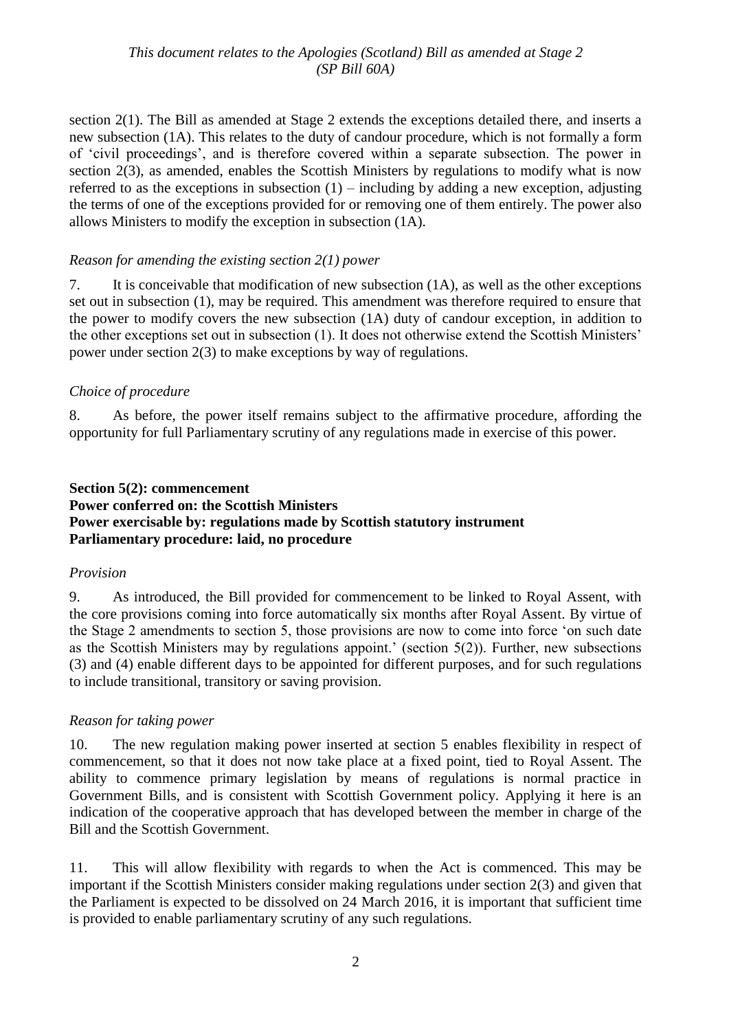section 2(1). The Bill as amended at Stage 2 extends the exceptions detailed there, and inserts a new subsection (1A). This relates to the duty of candour procedure, which is not formally a form of 'civil proceedings', and is therefore covered within a separate subsection. The power in section 2(3), as amended, enables the Scottish Ministers by regulations to modify what is now referred to as the exceptions in subsection (1) – including by adding a new exception, adjusting the terms of one of the exceptions provided for or removing one of them entirely. The power also allows Ministers to modify the exception in subsection (1A).

*Reason for amending the existing section 2(1) power*

7. It is conceivable that modification of new subsection (1A), as well as the other exceptions set out in subsection (1), may be required. This amendment was therefore required to ensure that the power to modify covers the new subsection (1A) duty of candour exception, in addition to the other exceptions set out in subsection (1). It does not otherwise extend the Scottish Ministers' power under section 2(3) to make exceptions by way of regulations.

*Choice of procedure*

8. As before, the power itself remains subject to the affirmative procedure, affording the opportunity for full Parliamentary scrutiny of any regulations made in exercise of this power.

**Section 5(2): commencement**
**Power conferred on: the Scottish Ministers**
**Power exercisable by: regulations made by Scottish statutory instrument**
**Parliamentary procedure: laid, no procedure**

*Provision*

9. As introduced, the Bill provided for commencement to be linked to Royal Assent, with the core provisions coming into force automatically six months after Royal Assent. By virtue of the Stage 2 amendments to section 5, those provisions are now to come into force 'on such date as the Scottish Ministers may by regulations appoint.' (section 5(2)). Further, new subsections (3) and (4) enable different days to be appointed for different purposes, and for such regulations to include transitional, transitory or saving provision.

*Reason for taking power*

10. The new regulation making power inserted at section 5 enables flexibility in respect of commencement, so that it does not now take place at a fixed point, tied to Royal Assent. The ability to commence primary legislation by means of regulations is normal practice in Government Bills, and is consistent with Scottish Government policy. Applying it here is an indication of the cooperative approach that has developed between the member in charge of the Bill and the Scottish Government.

11. This will allow flexibility with regards to when the Act is commenced. This may be important if the Scottish Ministers consider making regulations under section 2(3) and given that the Parliament is expected to be dissolved on 24 March 2016, it is important that sufficient time is provided to enable parliamentary scrutiny of any such regulations.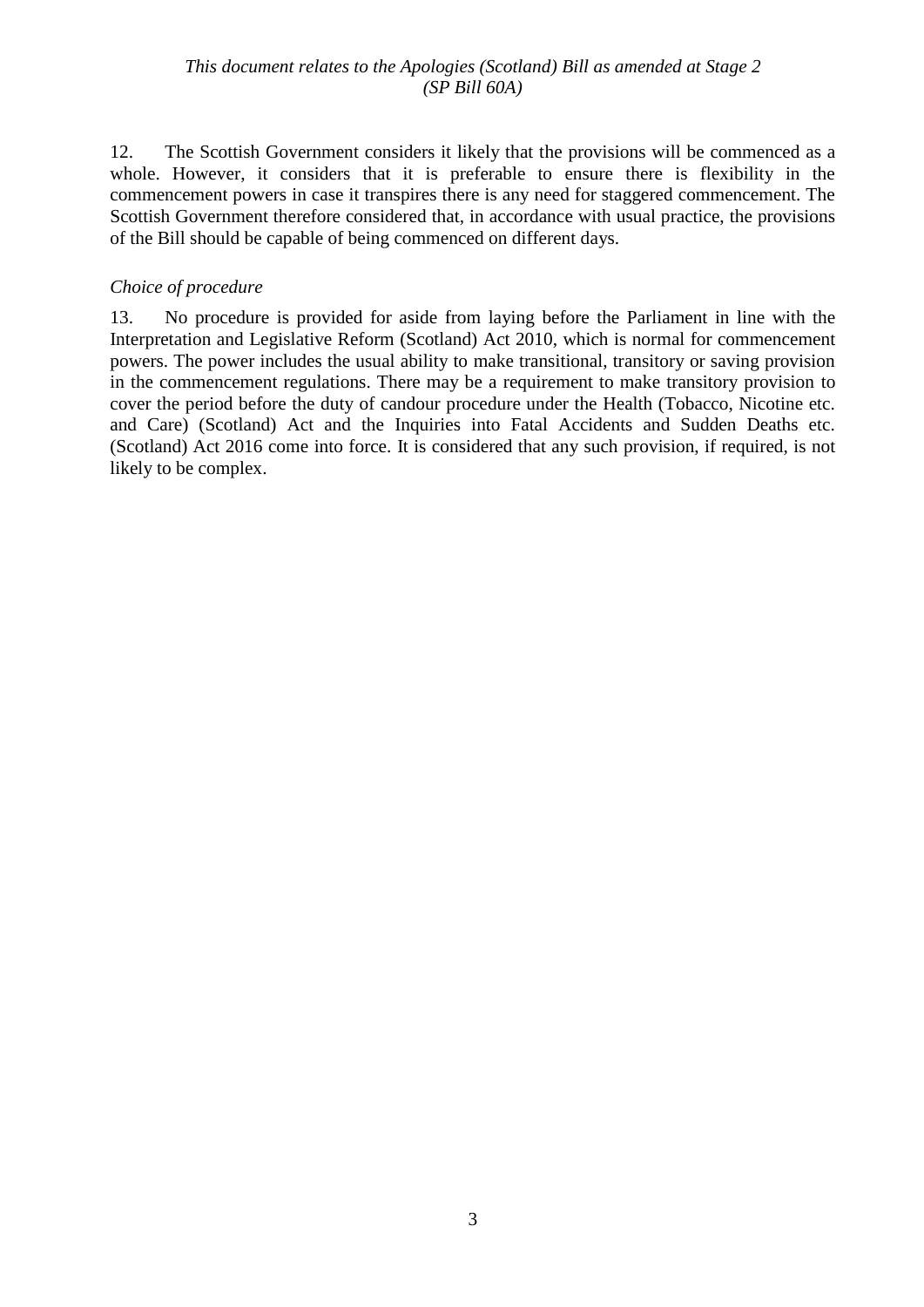12. The Scottish Government considers it likely that the provisions will be commenced as a whole. However, it considers that it is preferable to ensure there is flexibility in the commencement powers in case it transpires there is any need for staggered commencement. The Scottish Government therefore considered that, in accordance with usual practice, the provisions of the Bill should be capable of being commenced on different days.

*Choice of procedure*

13. No procedure is provided for aside from laying before the Parliament in line with the Interpretation and Legislative Reform (Scotland) Act 2010, which is normal for commencement powers. The power includes the usual ability to make transitional, transitory or saving provision in the commencement regulations. There may be a requirement to make transitory provision to cover the period before the duty of candour procedure under the Health (Tobacco, Nicotine etc. and Care) (Scotland) Act and the Inquiries into Fatal Accidents and Sudden Deaths etc. (Scotland) Act 2016 come into force. It is considered that any such provision, if required, is not likely to be complex.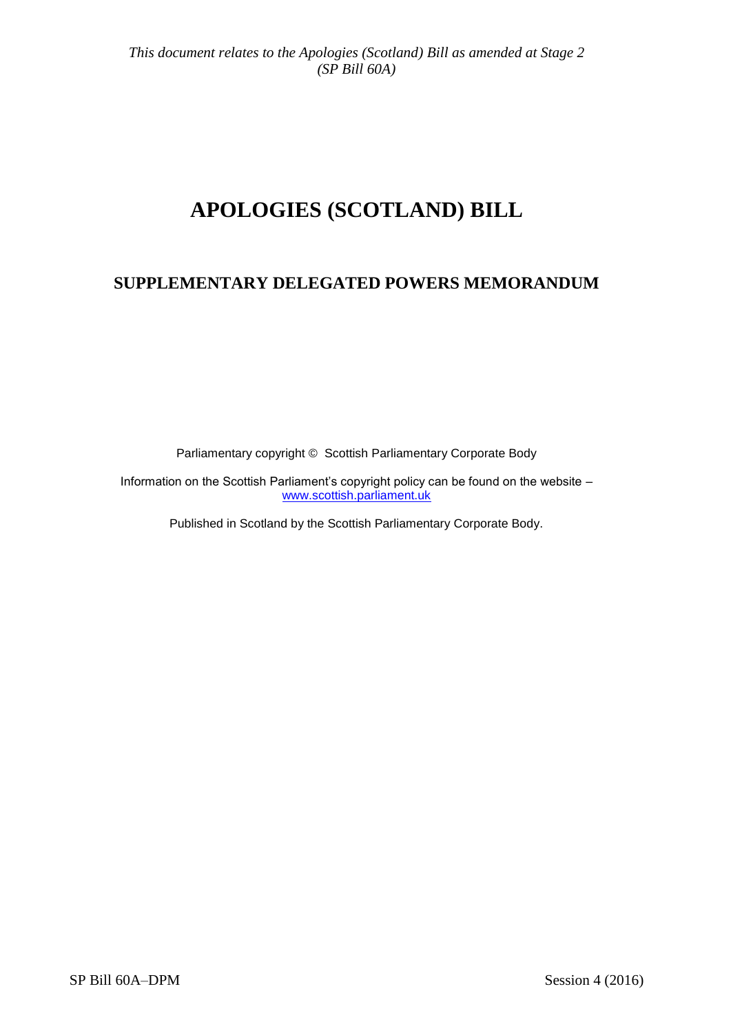*This document relates to the Apologies (Scotland) Bill as amended at Stage 2 (SP Bill 60A)*

# APOLOGIES (SCOTLAND) BILL

## SUPPLEMENTARY DELEGATED POWERS MEMORANDUM

Parliamentary copyright © Scottish Parliamentary Corporate Body

Information on the Scottish Parliament's copyright policy can be found on the website – www.scottish.parliament.uk

Published in Scotland by the Scottish Parliamentary Corporate Body.

SP Bill 60A–DPM Session 4 (2016)